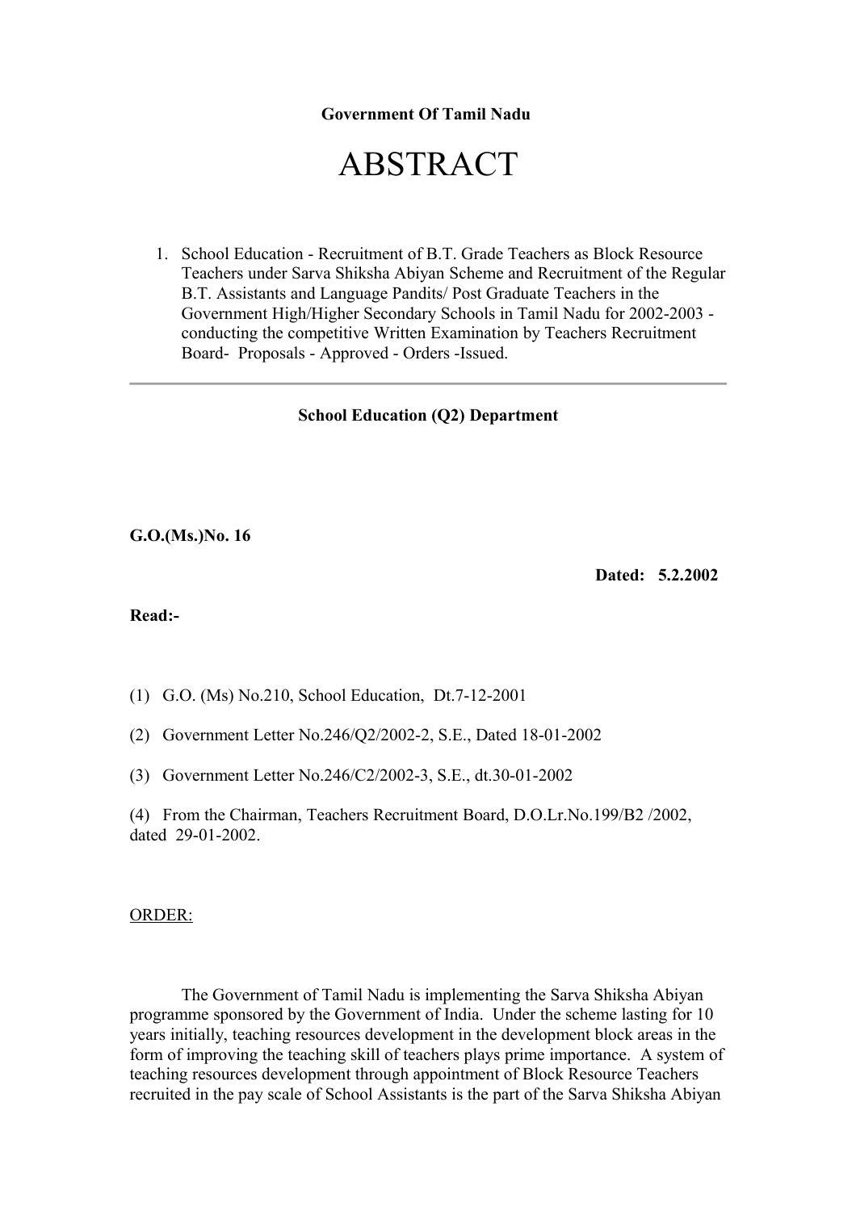**Government Of Tamil Nadu**

# ABSTRACT

1. School Education - Recruitment of B.T. Grade Teachers as Block Resource Teachers under Sarva Shiksha Abiyan Scheme and Recruitment of the Regular B.T. Assistants and Language Pandits/ Post Graduate Teachers in the Government High/Higher Secondary Schools in Tamil Nadu for 2002-2003 - conducting the competitive Written Examination by Teachers Recruitment Board- Proposals - Approved - Orders -Issued.

---

**School Education (Q2) Department**

**G.O.(Ms.)No. 16**

**Dated: 5.2.2002**

**Read:-**

(1) G.O. (Ms) No.210, School Education, Dt.7-12-2001

(2) Government Letter No.246/Q2/2002-2, S.E., Dated 18-01-2002

(3) Government Letter No.246/C2/2002-3, S.E., dt.30-01-2002

(4) From the Chairman, Teachers Recruitment Board, D.O.Lr.No.199/B2 /2002, dated 29-01-2002.

ORDER:

The Government of Tamil Nadu is implementing the Sarva Shiksha Abiyan programme sponsored by the Government of India. Under the scheme lasting for 10 years initially, teaching resources development in the development block areas in the form of improving the teaching skill of teachers plays prime importance. A system of teaching resources development through appointment of Block Resource Teachers recruited in the pay scale of School Assistants is the part of the Sarva Shiksha Abiyan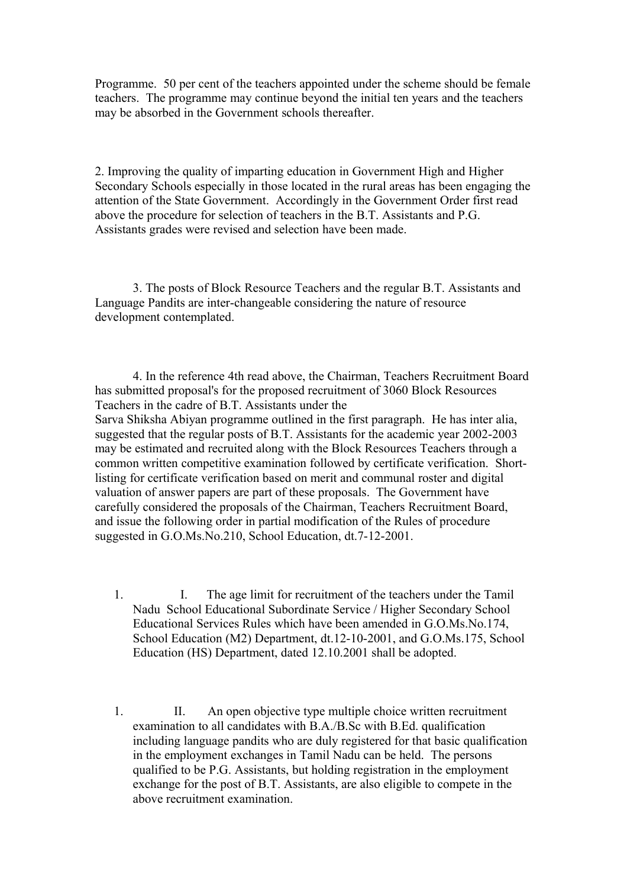Programme. 50 per cent of the teachers appointed under the scheme should be female teachers. The programme may continue beyond the initial ten years and the teachers may be absorbed in the Government schools thereafter.

2. Improving the quality of imparting education in Government High and Higher Secondary Schools especially in those located in the rural areas has been engaging the attention of the State Government. Accordingly in the Government Order first read above the procedure for selection of teachers in the B.T. Assistants and P.G. Assistants grades were revised and selection have been made.

3. The posts of Block Resource Teachers and the regular B.T. Assistants and Language Pandits are inter-changeable considering the nature of resource development contemplated.

4. In the reference 4th read above, the Chairman, Teachers Recruitment Board has submitted proposal's for the proposed recruitment of 3060 Block Resources Teachers in the cadre of B.T. Assistants under the Sarva Shiksha Abiyan programme outlined in the first paragraph. He has inter alia, suggested that the regular posts of B.T. Assistants for the academic year 2002-2003 may be estimated and recruited along with the Block Resources Teachers through a common written competitive examination followed by certificate verification. Short-listing for certificate verification based on merit and communal roster and digital valuation of answer papers are part of these proposals. The Government have carefully considered the proposals of the Chairman, Teachers Recruitment Board, and issue the following order in partial modification of the Rules of procedure suggested in G.O.Ms.No.210, School Education, dt.7-12-2001.

1. I. The age limit for recruitment of the teachers under the Tamil Nadu School Educational Subordinate Service / Higher Secondary School Educational Services Rules which have been amended in G.O.Ms.No.174, School Education (M2) Department, dt.12-10-2001, and G.O.Ms.175, School Education (HS) Department, dated 12.10.2001 shall be adopted.

1. II. An open objective type multiple choice written recruitment examination to all candidates with B.A./B.Sc with B.Ed. qualification including language pandits who are duly registered for that basic qualification in the employment exchanges in Tamil Nadu can be held. The persons qualified to be P.G. Assistants, but holding registration in the employment exchange for the post of B.T. Assistants, are also eligible to compete in the above recruitment examination.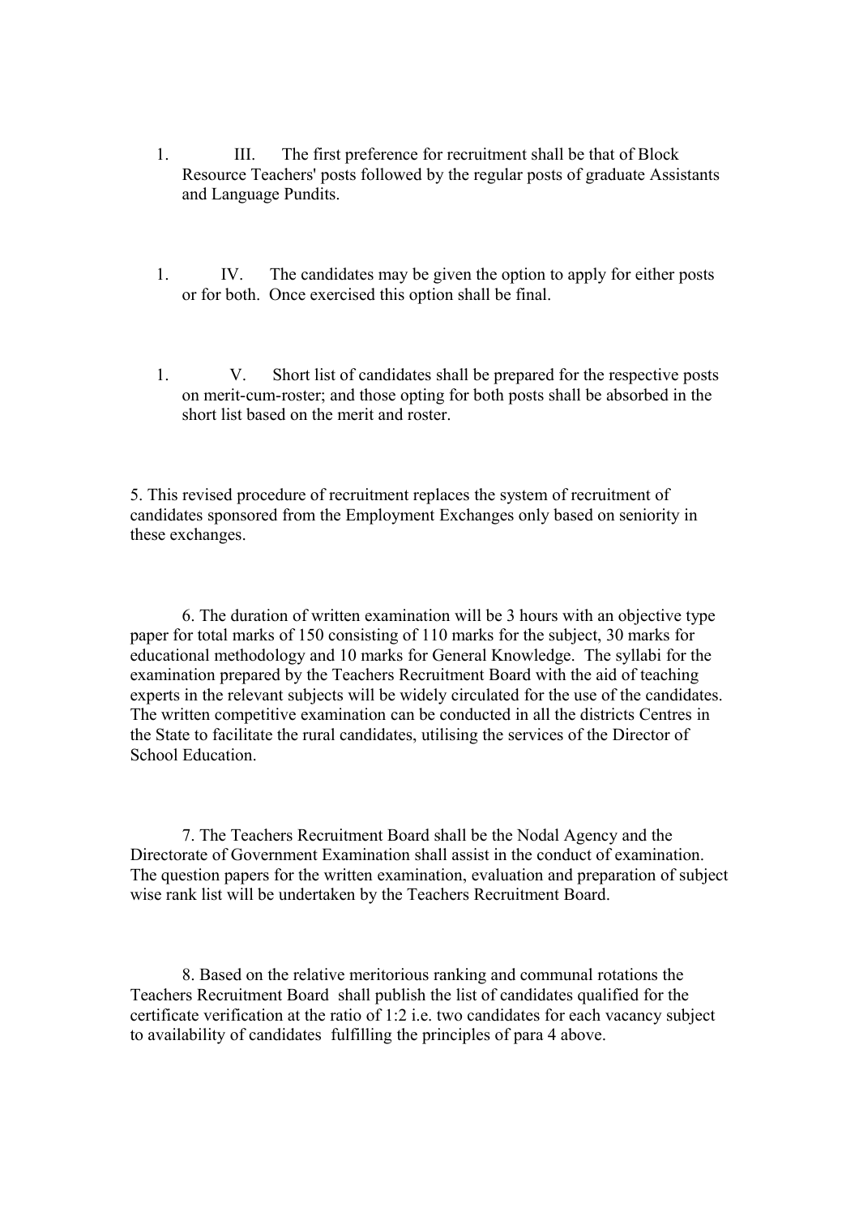1. III. The first preference for recruitment shall be that of Block Resource Teachers' posts followed by the regular posts of graduate Assistants and Language Pundits.

1. IV. The candidates may be given the option to apply for either posts or for both. Once exercised this option shall be final.

1. V. Short list of candidates shall be prepared for the respective posts on merit-cum-roster; and those opting for both posts shall be absorbed in the short list based on the merit and roster.

5. This revised procedure of recruitment replaces the system of recruitment of candidates sponsored from the Employment Exchanges only based on seniority in these exchanges.

6. The duration of written examination will be 3 hours with an objective type paper for total marks of 150 consisting of 110 marks for the subject, 30 marks for educational methodology and 10 marks for General Knowledge. The syllabi for the examination prepared by the Teachers Recruitment Board with the aid of teaching experts in the relevant subjects will be widely circulated for the use of the candidates. The written competitive examination can be conducted in all the districts Centres in the State to facilitate the rural candidates, utilising the services of the Director of School Education.

7. The Teachers Recruitment Board shall be the Nodal Agency and the Directorate of Government Examination shall assist in the conduct of examination. The question papers for the written examination, evaluation and preparation of subject wise rank list will be undertaken by the Teachers Recruitment Board.

8. Based on the relative meritorious ranking and communal rotations the Teachers Recruitment Board shall publish the list of candidates qualified for the certificate verification at the ratio of 1:2 i.e. two candidates for each vacancy subject to availability of candidates fulfilling the principles of para 4 above.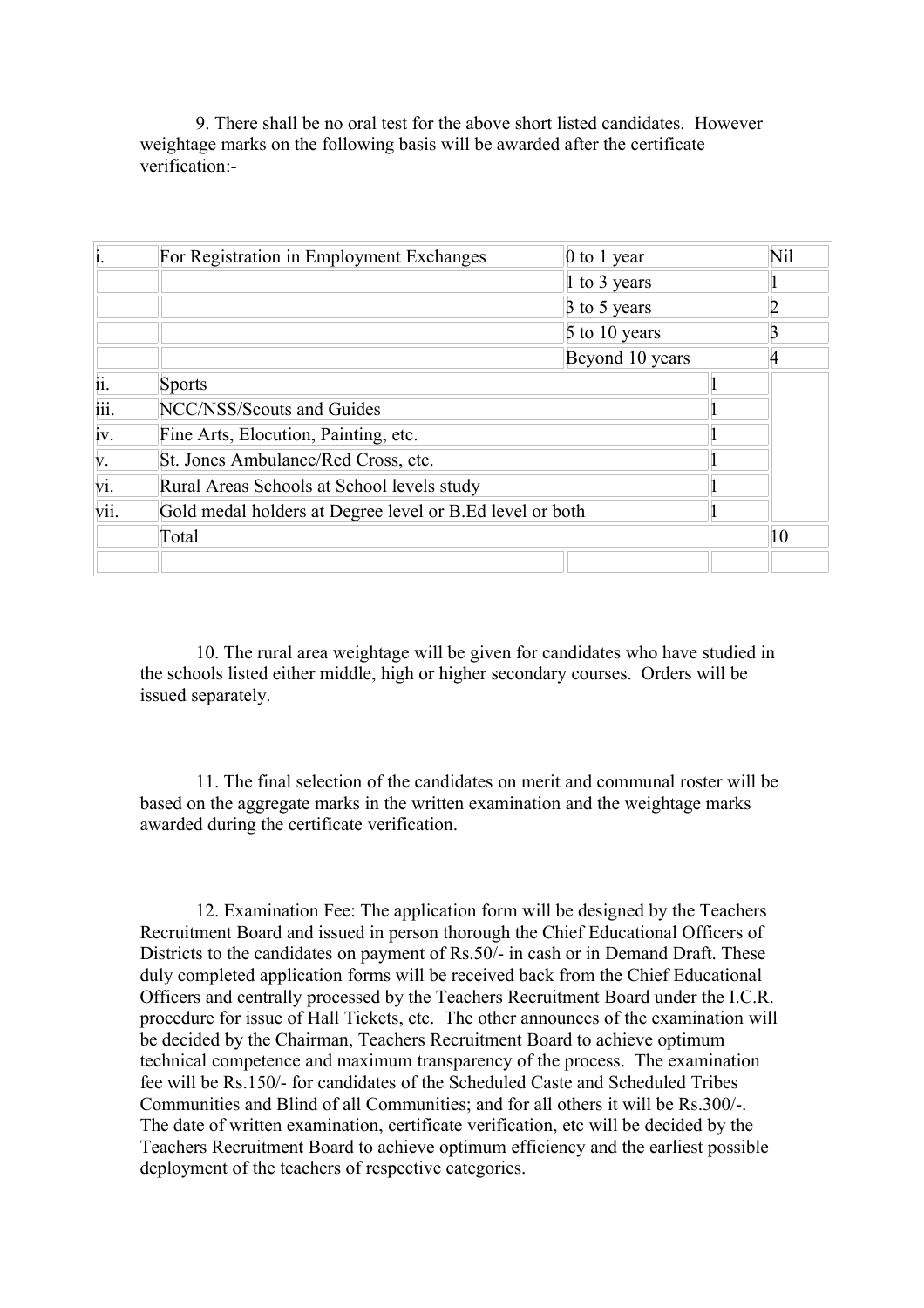9. There shall be no oral test for the above short listed candidates. However weightage marks on the following basis will be awarded after the certificate verification:-

| | | | | |
|---|---|---|---|---|
| i. | For Registration in Employment Exchanges | 0 to 1 year | | Nil |
| | | 1 to 3 years | | 1 |
| | | 3 to 5 years | | 2 |
| | | 5 to 10 years | | 3 |
| | | Beyond 10 years | | 4 |
| ii. | Sports | | 1 | |
| iii. | NCC/NSS/Scouts and Guides | | 1 | |
| iv. | Fine Arts, Elocution, Painting, etc. | | 1 | |
| v. | St. Jones Ambulance/Red Cross, etc. | | 1 | |
| vi. | Rural Areas Schools at School levels study | | 1 | |
| vii. | Gold medal holders at Degree level or B.Ed level or both | | 1 | |
| | Total | | | 10 |
| | | | | |

10. The rural area weightage will be given for candidates who have studied in the schools listed either middle, high or higher secondary courses. Orders will be issued separately.

11. The final selection of the candidates on merit and communal roster will be based on the aggregate marks in the written examination and the weightage marks awarded during the certificate verification.

12. Examination Fee: The application form will be designed by the Teachers Recruitment Board and issued in person thorough the Chief Educational Officers of Districts to the candidates on payment of Rs.50/- in cash or in Demand Draft. These duly completed application forms will be received back from the Chief Educational Officers and centrally processed by the Teachers Recruitment Board under the I.C.R. procedure for issue of Hall Tickets, etc. The other announces of the examination will be decided by the Chairman, Teachers Recruitment Board to achieve optimum technical competence and maximum transparency of the process. The examination fee will be Rs.150/- for candidates of the Scheduled Caste and Scheduled Tribes Communities and Blind of all Communities; and for all others it will be Rs.300/-. The date of written examination, certificate verification, etc will be decided by the Teachers Recruitment Board to achieve optimum efficiency and the earliest possible deployment of the teachers of respective categories.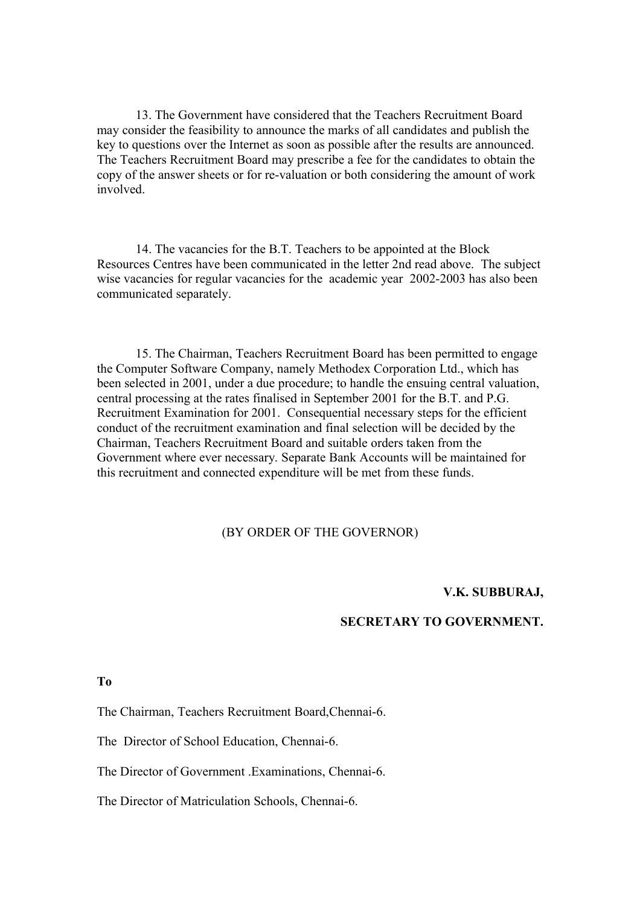13. The Government have considered that the Teachers Recruitment Board may consider the feasibility to announce the marks of all candidates and publish the key to questions over the Internet as soon as possible after the results are announced. The Teachers Recruitment Board may prescribe a fee for the candidates to obtain the copy of the answer sheets or for re-valuation or both considering the amount of work involved.

14. The vacancies for the B.T. Teachers to be appointed at the Block Resources Centres have been communicated in the letter 2nd read above. The subject wise vacancies for regular vacancies for the academic year 2002-2003 has also been communicated separately.

15. The Chairman, Teachers Recruitment Board has been permitted to engage the Computer Software Company, namely Methodex Corporation Ltd., which has been selected in 2001, under a due procedure; to handle the ensuing central valuation, central processing at the rates finalised in September 2001 for the B.T. and P.G. Recruitment Examination for 2001. Consequential necessary steps for the efficient conduct of the recruitment examination and final selection will be decided by the Chairman, Teachers Recruitment Board and suitable orders taken from the Government where ever necessary. Separate Bank Accounts will be maintained for this recruitment and connected expenditure will be met from these funds.

(BY ORDER OF THE GOVERNOR)

**V.K. SUBBURAJ,**

**SECRETARY TO GOVERNMENT.**

**To**

The Chairman, Teachers Recruitment Board,Chennai-6.

The Director of School Education, Chennai-6.

The Director of Government .Examinations, Chennai-6.

The Director of Matriculation Schools, Chennai-6.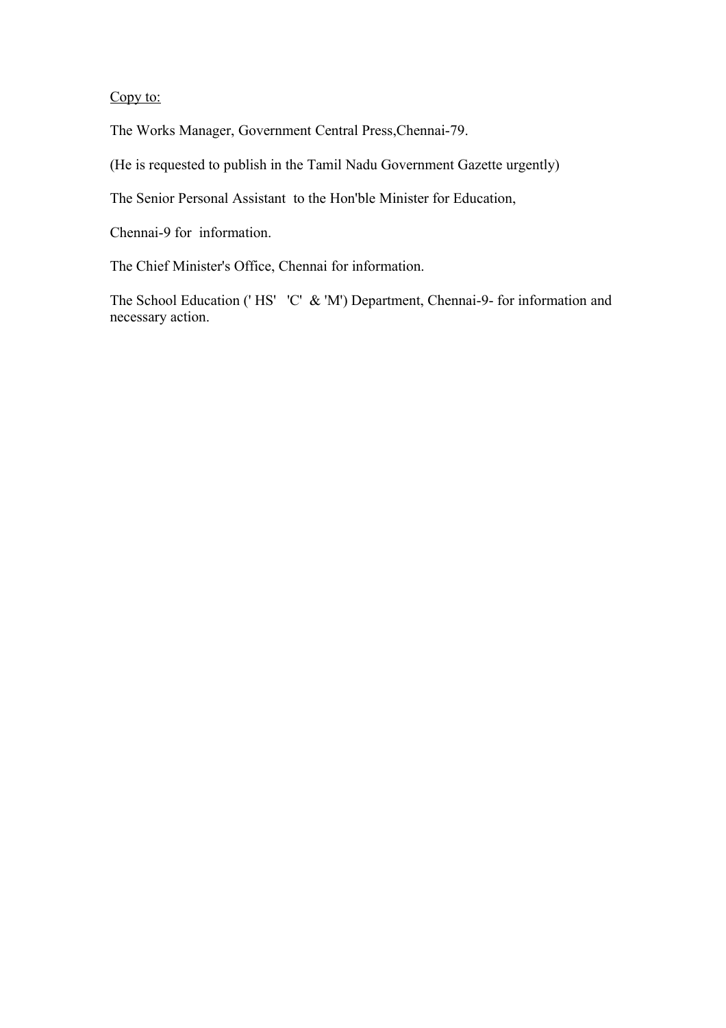<u>Copy to:</u>

The Works Manager, Government Central Press,Chennai-79.

(He is requested to publish in the Tamil Nadu Government Gazette urgently)

The Senior Personal Assistant to the Hon'ble Minister for Education,

Chennai-9 for information.

The Chief Minister's Office, Chennai for information.

The School Education (' HS' 'C' & 'M') Department, Chennai-9- for information and necessary action.